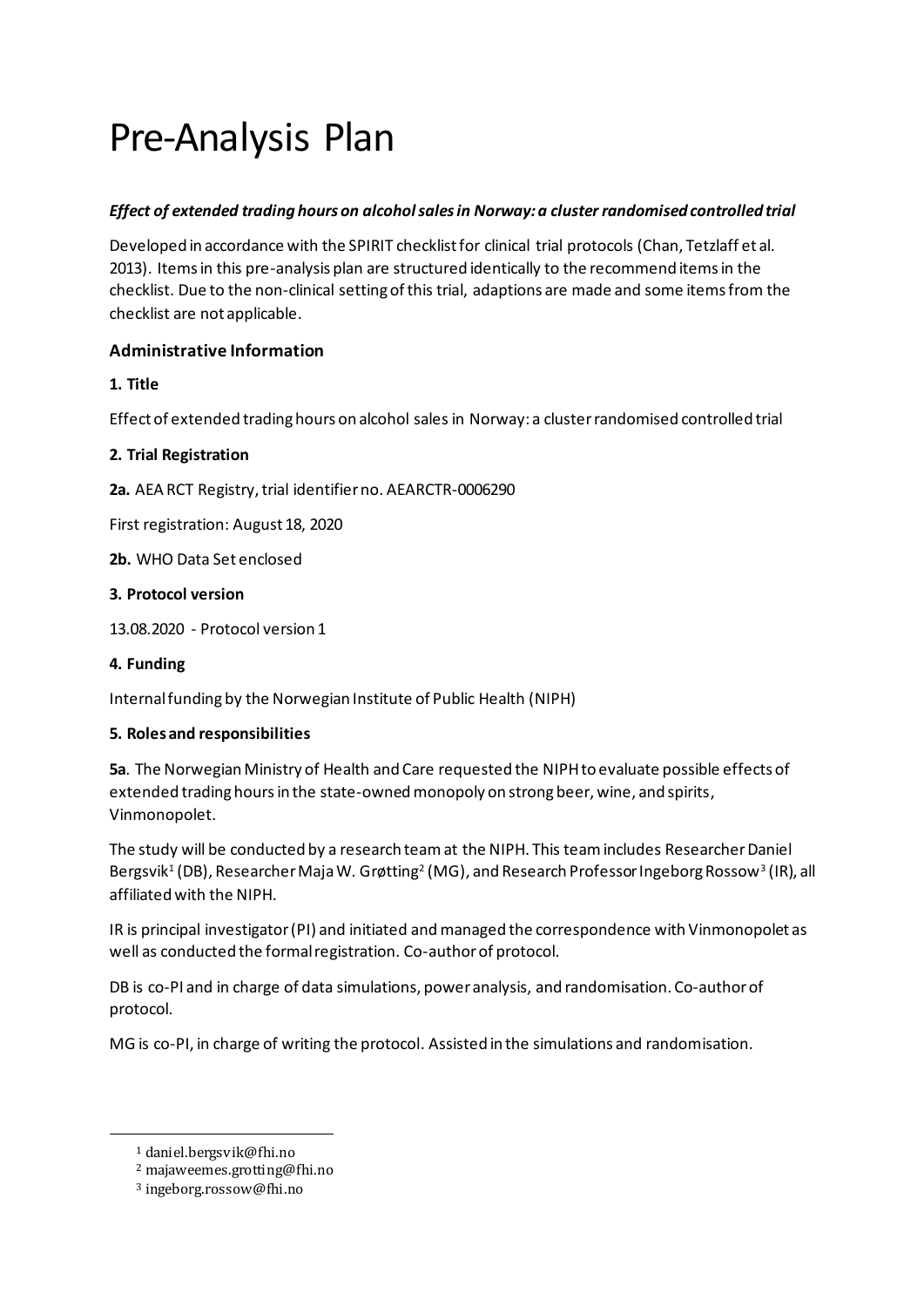# Pre-Analysis Plan

***Effect of extended trading hours on alcohol sales in Norway: a cluster randomised controlled trial***

Developed in accordance with the SPIRIT checklist for clinical trial protocols (Chan, Tetzlaff et al. 2013). Items in this pre-analysis plan are structured identically to the recommend items in the checklist. Due to the non-clinical setting of this trial, adaptions are made and some items from the checklist are not applicable.

### Administrative Information

**1. Title**

Effect of extended trading hours on alcohol sales in Norway: a cluster randomised controlled trial

**2. Trial Registration**

**2a.** AEA RCT Registry, trial identifier no. AEARCTR-0006290

First registration: August 18, 2020

**2b.** WHO Data Set enclosed

**3. Protocol version**

13.08.2020 - Protocol version 1

**4. Funding**

Internal funding by the Norwegian Institute of Public Health (NIPH)

**5. Roles and responsibilities**

**5a**. The Norwegian Ministry of Health and Care requested the NIPH to evaluate possible effects of extended trading hours in the state-owned monopoly on strong beer, wine, and spirits, Vinmonopolet.

The study will be conducted by a research team at the NIPH. This team includes Researcher Daniel Bergsvik[1] (DB), Researcher Maja W. Grøtting[2] (MG), and Research Professor Ingeborg Rossow[3] (IR), all affiliated with the NIPH.

IR is principal investigator (PI) and initiated and managed the correspondence with Vinmonopolet as well as conducted the formal registration. Co-author of protocol.

DB is co-PI and in charge of data simulations, power analysis, and randomisation. Co-author of protocol.

MG is co-PI, in charge of writing the protocol. Assisted in the simulations and randomisation.

---

[1] daniel.bergsvik@fhi.no

[2] majaweemes.grotting@fhi.no

[3] ingeborg.rossow@fhi.no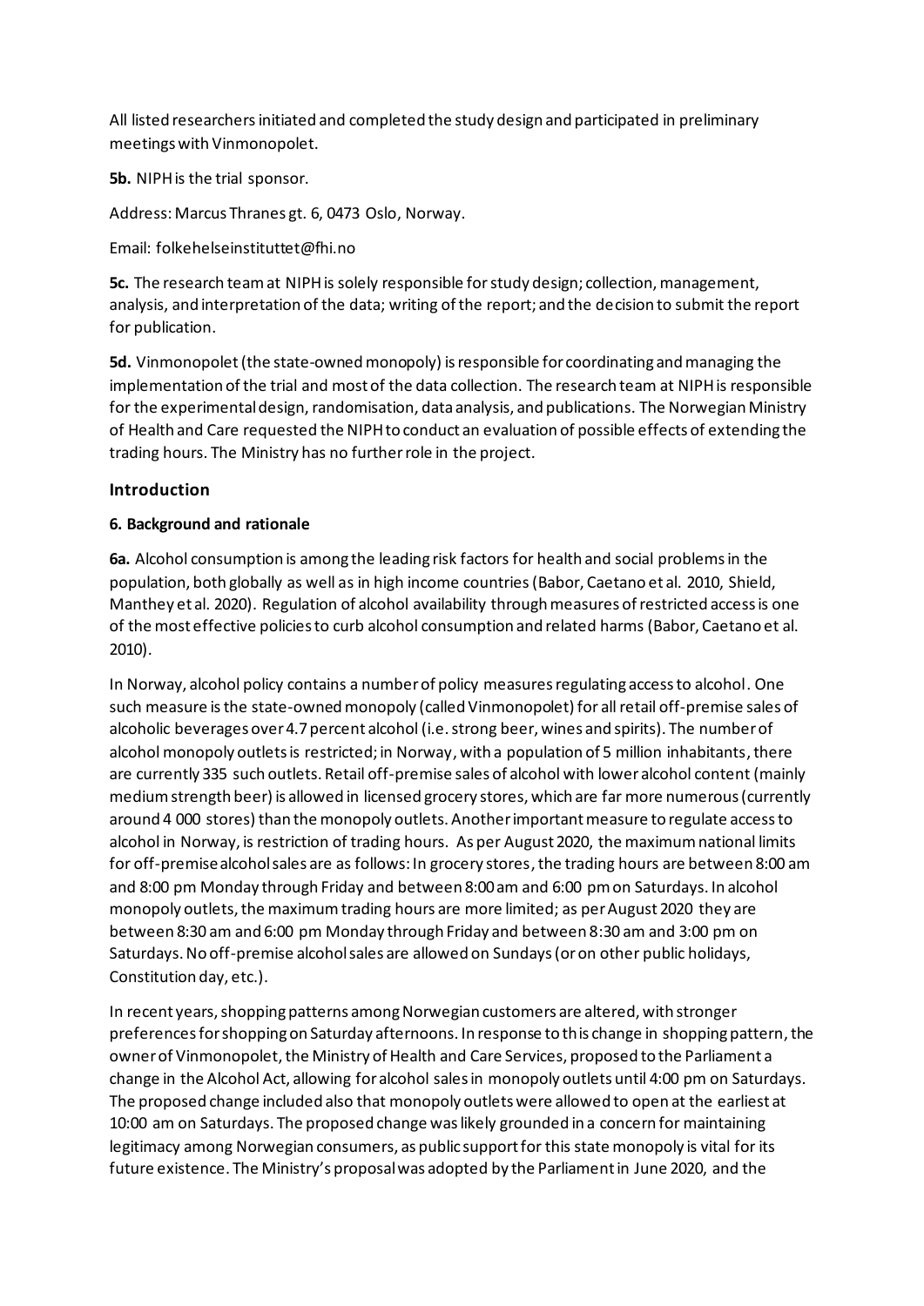All listed researchers initiated and completed the study design and participated in preliminary meetings with Vinmonopolet.

**5b.** NIPH is the trial sponsor.

Address: Marcus Thranes gt. 6, 0473 Oslo, Norway.

Email: folkehelseinstituttet@fhi.no

**5c.** The research team at NIPH is solely responsible for study design; collection, management, analysis, and interpretation of the data; writing of the report; and the decision to submit the report for publication.

**5d.** Vinmonopolet (the state-owned monopoly) is responsible for coordinating and managing the implementation of the trial and most of the data collection. The research team at NIPH is responsible for the experimental design, randomisation, data analysis, and publications. The Norwegian Ministry of Health and Care requested the NIPH to conduct an evaluation of possible effects of extending the trading hours. The Ministry has no further role in the project.

## Introduction

### 6. Background and rationale

**6a.** Alcohol consumption is among the leading risk factors for health and social problems in the population, both globally as well as in high income countries (Babor, Caetano et al. 2010, Shield, Manthey et al. 2020). Regulation of alcohol availability through measures of restricted access is one of the most effective policies to curb alcohol consumption and related harms (Babor, Caetano et al. 2010).

In Norway, alcohol policy contains a number of policy measures regulating access to alcohol. One such measure is the state-owned monopoly (called Vinmonopolet) for all retail off-premise sales of alcoholic beverages over 4.7 percent alcohol (i.e. strong beer, wines and spirits). The number of alcohol monopoly outlets is restricted; in Norway, with a population of 5 million inhabitants, there are currently 335 such outlets. Retail off-premise sales of alcohol with lower alcohol content (mainly medium strength beer) is allowed in licensed grocery stores, which are far more numerous (currently around 4 000 stores) than the monopoly outlets. Another important measure to regulate access to alcohol in Norway, is restriction of trading hours. As per August 2020, the maximum national limits for off-premise alcohol sales are as follows: In grocery stores, the trading hours are between 8:00 am and 8:00 pm Monday through Friday and between 8:00 am and 6:00 pm on Saturdays. In alcohol monopoly outlets, the maximum trading hours are more limited; as per August 2020 they are between 8:30 am and 6:00 pm Monday through Friday and between 8:30 am and 3:00 pm on Saturdays. No off-premise alcohol sales are allowed on Sundays (or on other public holidays, Constitution day, etc.).

In recent years, shopping patterns among Norwegian customers are altered, with stronger preferences for shopping on Saturday afternoons. In response to this change in shopping pattern, the owner of Vinmonopolet, the Ministry of Health and Care Services, proposed to the Parliament a change in the Alcohol Act, allowing for alcohol sales in monopoly outlets until 4:00 pm on Saturdays. The proposed change included also that monopoly outlets were allowed to open at the earliest at 10:00 am on Saturdays. The proposed change was likely grounded in a concern for maintaining legitimacy among Norwegian consumers, as public support for this state monopoly is vital for its future existence. The Ministry's proposal was adopted by the Parliament in June 2020, and the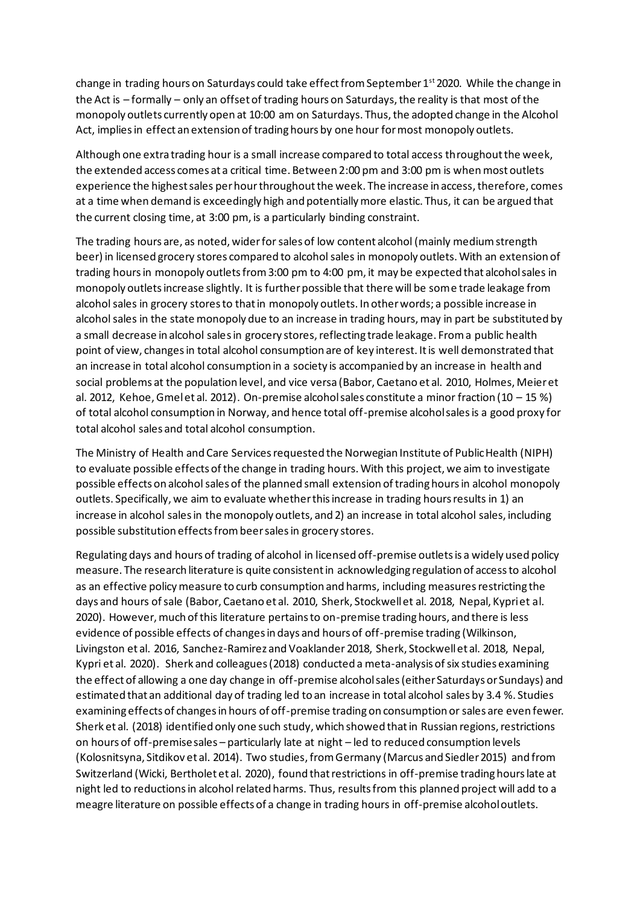change in trading hours on Saturdays could take effect from September 1st 2020. While the change in the Act is – formally – only an offset of trading hours on Saturdays, the reality is that most of the monopoly outlets currently open at 10:00 am on Saturdays. Thus, the adopted change in the Alcohol Act, implies in effect an extension of trading hours by one hour for most monopoly outlets.

Although one extra trading hour is a small increase compared to total access throughout the week, the extended access comes at a critical time. Between 2:00 pm and 3:00 pm is when most outlets experience the highest sales per hour throughout the week. The increase in access, therefore, comes at a time when demand is exceedingly high and potentially more elastic. Thus, it can be argued that the current closing time, at 3:00 pm, is a particularly binding constraint.

The trading hours are, as noted, wider for sales of low content alcohol (mainly medium strength beer) in licensed grocery stores compared to alcohol sales in monopoly outlets. With an extension of trading hours in monopoly outlets from 3:00 pm to 4:00 pm, it may be expected that alcohol sales in monopoly outlets increase slightly. It is further possible that there will be some trade leakage from alcohol sales in grocery stores to that in monopoly outlets. In other words; a possible increase in alcohol sales in the state monopoly due to an increase in trading hours, may in part be substituted by a small decrease in alcohol sales in grocery stores, reflecting trade leakage. From a public health point of view, changes in total alcohol consumption are of key interest. It is well demonstrated that an increase in total alcohol consumption in a society is accompanied by an increase in health and social problems at the population level, and vice versa (Babor, Caetano et al. 2010, Holmes, Meier et al. 2012, Kehoe, Gmel et al. 2012). On-premise alcohol sales constitute a minor fraction (10 – 15 %) of total alcohol consumption in Norway, and hence total off-premise alcohol sales is a good proxy for total alcohol sales and total alcohol consumption.

The Ministry of Health and Care Services requested the Norwegian Institute of Public Health (NIPH) to evaluate possible effects of the change in trading hours. With this project, we aim to investigate possible effects on alcohol sales of the planned small extension of trading hours in alcohol monopoly outlets. Specifically, we aim to evaluate whether this increase in trading hours results in 1) an increase in alcohol sales in the monopoly outlets, and 2) an increase in total alcohol sales, including possible substitution effects from beer sales in grocery stores.

Regulating days and hours of trading of alcohol in licensed off-premise outlets is a widely used policy measure. The research literature is quite consistent in acknowledging regulation of access to alcohol as an effective policy measure to curb consumption and harms, including measures restricting the days and hours of sale (Babor, Caetano et al. 2010, Sherk, Stockwell et al. 2018, Nepal, Kypri et al. 2020). However, much of this literature pertains to on-premise trading hours, and there is less evidence of possible effects of changes in days and hours of off-premise trading (Wilkinson, Livingston et al. 2016, Sanchez-Ramirez and Voaklander 2018, Sherk, Stockwell et al. 2018, Nepal, Kypri et al. 2020). Sherk and colleagues (2018) conducted a meta-analysis of six studies examining the effect of allowing a one day change in off-premise alcohol sales (either Saturdays or Sundays) and estimated that an additional day of trading led to an increase in total alcohol sales by 3.4 %. Studies examining effects of changes in hours of off-premise trading on consumption or sales are even fewer. Sherk et al. (2018) identified only one such study, which showed that in Russian regions, restrictions on hours of off-premise sales – particularly late at night – led to reduced consumption levels (Kolosnitsyna, Sitdikov et al. 2014). Two studies, from Germany (Marcus and Siedler 2015) and from Switzerland (Wicki, Bertholet et al. 2020), found that restrictions in off-premise trading hours late at night led to reductions in alcohol related harms. Thus, results from this planned project will add to a meagre literature on possible effects of a change in trading hours in off-premise alcohol outlets.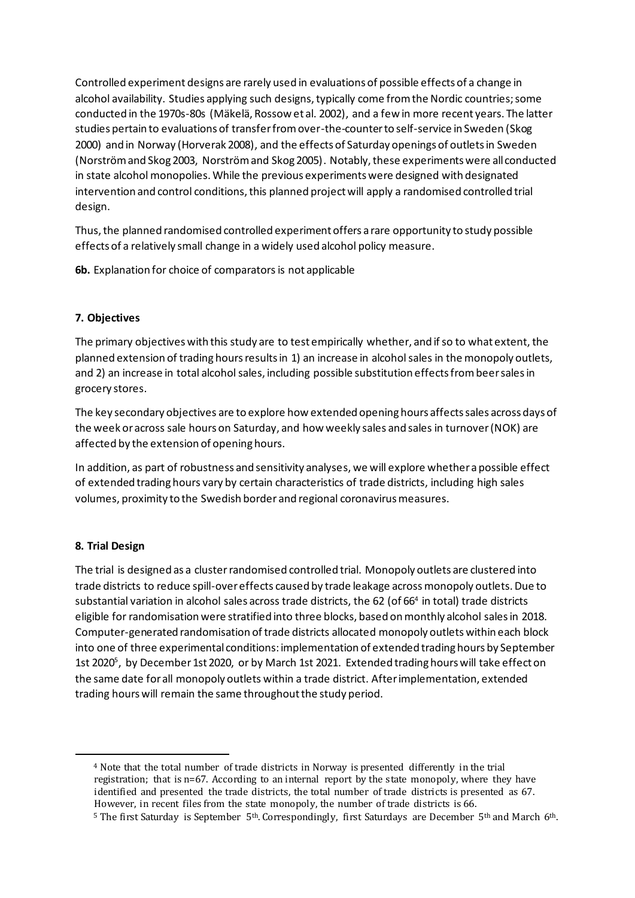Controlled experiment designs are rarely used in evaluations of possible effects of a change in alcohol availability. Studies applying such designs, typically come from the Nordic countries; some conducted in the 1970s-80s (Mäkelä, Rossow et al. 2002), and a few in more recent years. The latter studies pertain to evaluations of transfer from over-the-counter to self-service in Sweden (Skog 2000) and in Norway (Horverak 2008), and the effects of Saturday openings of outlets in Sweden (Norström and Skog 2003, Norström and Skog 2005). Notably, these experiments were all conducted in state alcohol monopolies. While the previous experiments were designed with designated intervention and control conditions, this planned project will apply a randomised controlled trial design.

Thus, the planned randomised controlled experiment offers a rare opportunity to study possible effects of a relatively small change in a widely used alcohol policy measure.

**6b.** Explanation for choice of comparators is not applicable

### 7. Objectives

The primary objectives with this study are to test empirically whether, and if so to what extent, the planned extension of trading hours results in 1) an increase in alcohol sales in the monopoly outlets, and 2) an increase in total alcohol sales, including possible substitution effects from beer sales in grocery stores.

The key secondary objectives are to explore how extended opening hours affects sales across days of the week or across sale hours on Saturday, and how weekly sales and sales in turnover (NOK) are affected by the extension of opening hours.

In addition, as part of robustness and sensitivity analyses, we will explore whether a possible effect of extended trading hours vary by certain characteristics of trade districts, including high sales volumes, proximity to the Swedish border and regional coronavirus measures.

### 8. Trial Design

The trial is designed as a cluster randomised controlled trial. Monopoly outlets are clustered into trade districts to reduce spill-over effects caused by trade leakage across monopoly outlets. Due to substantial variation in alcohol sales across trade districts, the 62 (of 66[4] in total) trade districts eligible for randomisation were stratified into three blocks, based on monthly alcohol sales in 2018. Computer-generated randomisation of trade districts allocated monopoly outlets within each block into one of three experimental conditions: implementation of extended trading hours by September 1st 2020[5], by December 1st 2020, or by March 1st 2021. Extended trading hours will take effect on the same date for all monopoly outlets within a trade district. After implementation, extended trading hours will remain the same throughout the study period.

[4] Note that the total number of trade districts in Norway is presented differently in the trial registration; that is n=67. According to an internal report by the state monopoly, where they have identified and presented the trade districts, the total number of trade districts is presented as 67. However, in recent files from the state monopoly, the number of trade districts is 66.

[5] The first Saturday is September 5th. Correspondingly, first Saturdays are December 5th and March 6th.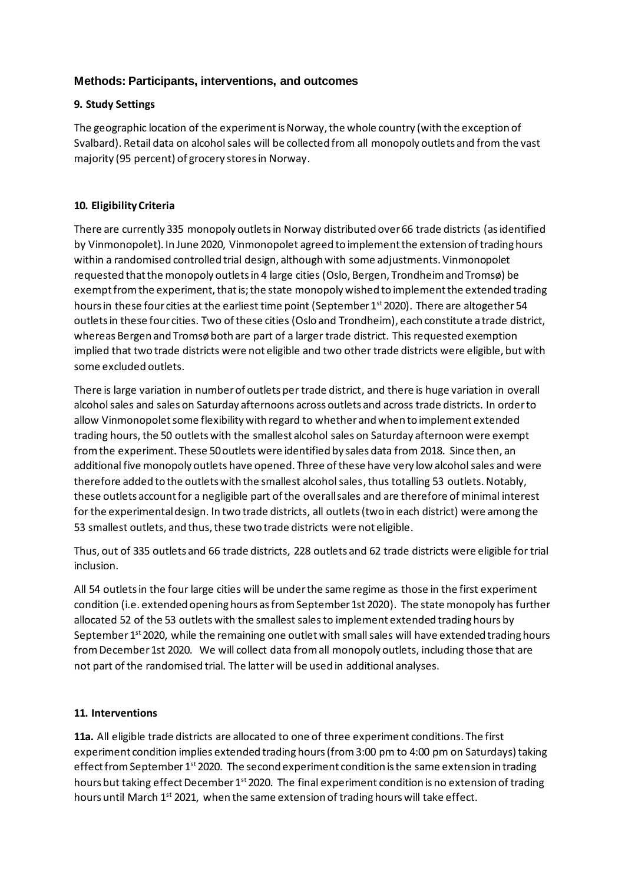## Methods: Participants, interventions, and outcomes

### 9. Study Settings

The geographic location of the experiment is Norway, the whole country (with the exception of Svalbard). Retail data on alcohol sales will be collected from all monopoly outlets and from the vast majority (95 percent) of grocery stores in Norway.

### 10. Eligibility Criteria

There are currently 335 monopoly outlets in Norway distributed over 66 trade districts (as identified by Vinmonopolet). In June 2020, Vinmonopolet agreed to implement the extension of trading hours within a randomised controlled trial design, although with some adjustments. Vinmonopolet requested that the monopoly outlets in 4 large cities (Oslo, Bergen, Trondheim and Tromsø) be exempt from the experiment, that is; the state monopoly wished to implement the extended trading hours in these four cities at the earliest time point (September 1st 2020). There are altogether 54 outlets in these four cities. Two of these cities (Oslo and Trondheim), each constitute a trade district, whereas Bergen and Tromsø both are part of a larger trade district. This requested exemption implied that two trade districts were not eligible and two other trade districts were eligible, but with some excluded outlets.

There is large variation in number of outlets per trade district, and there is huge variation in overall alcohol sales and sales on Saturday afternoons across outlets and across trade districts. In order to allow Vinmonopolet some flexibility with regard to whether and when to implement extended trading hours, the 50 outlets with the smallest alcohol sales on Saturday afternoon were exempt from the experiment. These 50 outlets were identified by sales data from 2018. Since then, an additional five monopoly outlets have opened. Three of these have very low alcohol sales and were therefore added to the outlets with the smallest alcohol sales, thus totalling 53 outlets. Notably, these outlets account for a negligible part of the overall sales and are therefore of minimal interest for the experimental design. In two trade districts, all outlets (two in each district) were among the 53 smallest outlets, and thus, these two trade districts were not eligible.

Thus, out of 335 outlets and 66 trade districts, 228 outlets and 62 trade districts were eligible for trial inclusion.

All 54 outlets in the four large cities will be under the same regime as those in the first experiment condition (i.e. extended opening hours as from September 1st 2020). The state monopoly has further allocated 52 of the 53 outlets with the smallest sales to implement extended trading hours by September 1st 2020, while the remaining one outlet with small sales will have extended trading hours from December 1st 2020. We will collect data from all monopoly outlets, including those that are not part of the randomised trial. The latter will be used in additional analyses.

### 11. Interventions

**11a.** All eligible trade districts are allocated to one of three experiment conditions. The first experiment condition implies extended trading hours (from 3:00 pm to 4:00 pm on Saturdays) taking effect from September 1st 2020. The second experiment condition is the same extension in trading hours but taking effect December 1st 2020. The final experiment condition is no extension of trading hours until March 1st 2021, when the same extension of trading hours will take effect.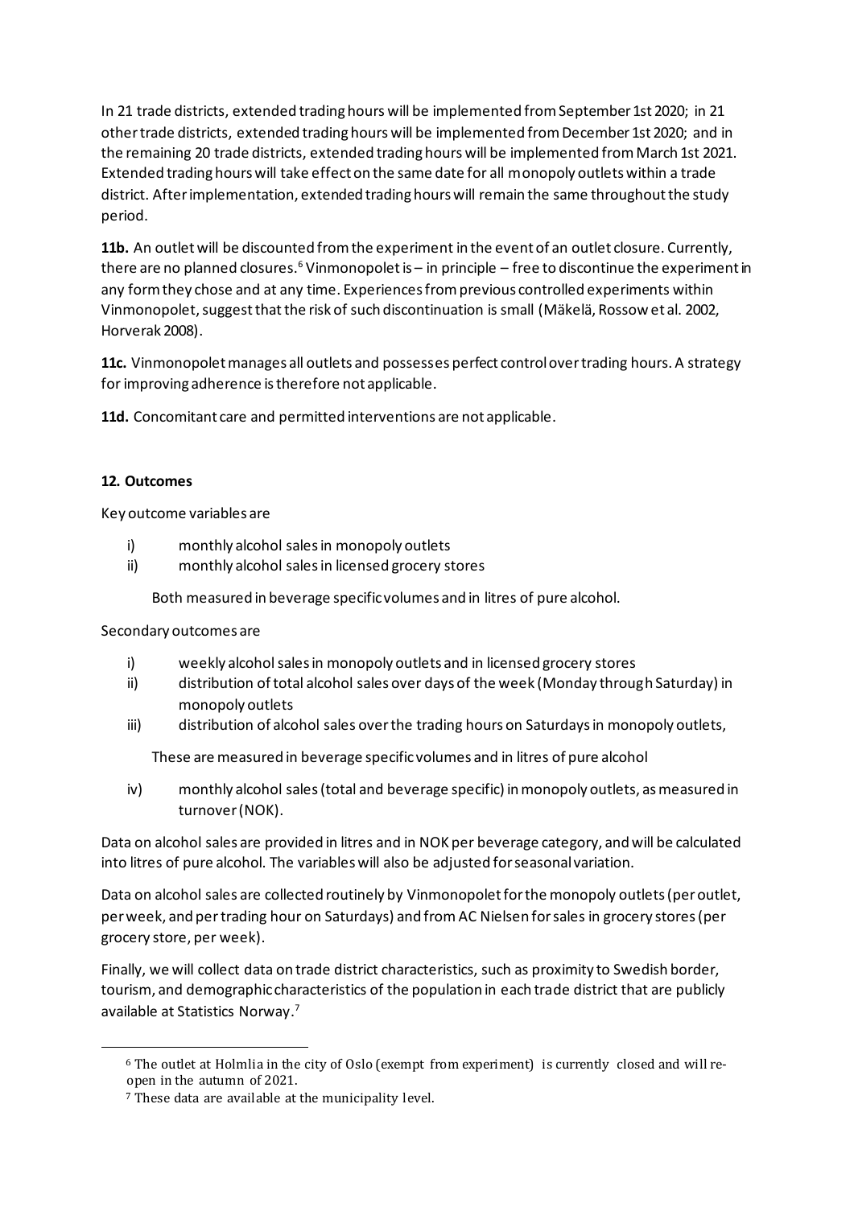In 21 trade districts, extended trading hours will be implemented from September 1st 2020; in 21 other trade districts, extended trading hours will be implemented from December 1st 2020; and in the remaining 20 trade districts, extended trading hours will be implemented from March 1st 2021. Extended trading hours will take effect on the same date for all monopoly outlets within a trade district. After implementation, extended trading hours will remain the same throughout the study period.

**11b.** An outlet will be discounted from the experiment in the event of an outlet closure. Currently, there are no planned closures.[6] Vinmonopolet is – in principle – free to discontinue the experiment in any form they chose and at any time. Experiences from previous controlled experiments within Vinmonopolet, suggest that the risk of such discontinuation is small (Mäkelä, Rossow et al. 2002, Horverak 2008).

**11c.** Vinmonopolet manages all outlets and possesses perfect control over trading hours. A strategy for improving adherence is therefore not applicable.

**11d.** Concomitant care and permitted interventions are not applicable.

**12. Outcomes**

Key outcome variables are

i) monthly alcohol sales in monopoly outlets
ii) monthly alcohol sales in licensed grocery stores

Both measured in beverage specific volumes and in litres of pure alcohol.

Secondary outcomes are

i) weekly alcohol sales in monopoly outlets and in licensed grocery stores
ii) distribution of total alcohol sales over days of the week (Monday through Saturday) in monopoly outlets
iii) distribution of alcohol sales over the trading hours on Saturdays in monopoly outlets,

These are measured in beverage specific volumes and in litres of pure alcohol

iv) monthly alcohol sales (total and beverage specific) in monopoly outlets, as measured in turnover (NOK).

Data on alcohol sales are provided in litres and in NOK per beverage category, and will be calculated into litres of pure alcohol. The variables will also be adjusted for seasonal variation.

Data on alcohol sales are collected routinely by Vinmonopolet for the monopoly outlets (per outlet, per week, and per trading hour on Saturdays) and from AC Nielsen for sales in grocery stores (per grocery store, per week).

Finally, we will collect data on trade district characteristics, such as proximity to Swedish border, tourism, and demographic characteristics of the population in each trade district that are publicly available at Statistics Norway.[7]

[6] The outlet at Holmlia in the city of Oslo (exempt from experiment) is currently closed and will re-open in the autumn of 2021.

[7] These data are available at the municipality level.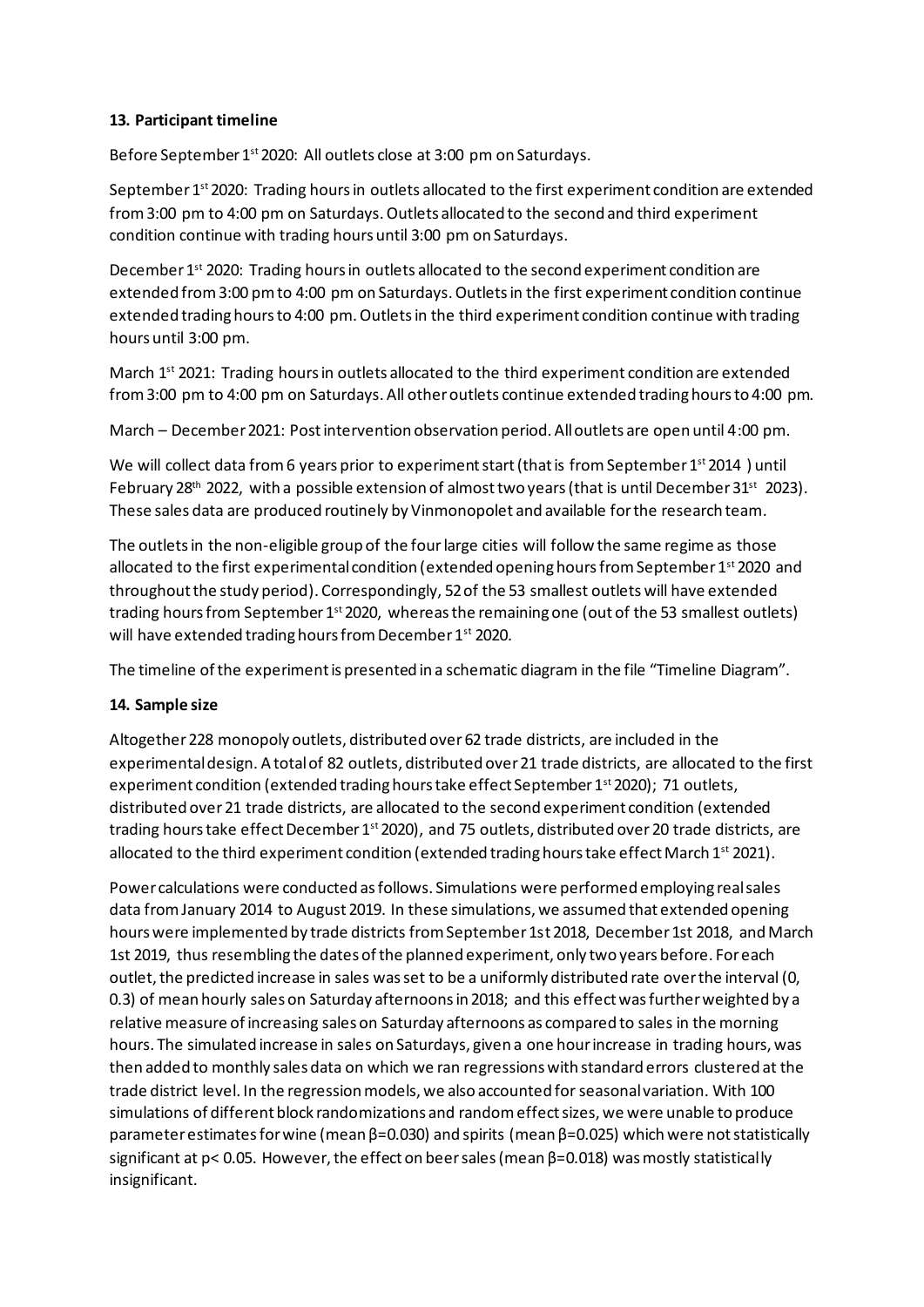**13. Participant timeline**

Before September 1st 2020: All outlets close at 3:00 pm on Saturdays.

September 1st 2020: Trading hours in outlets allocated to the first experiment condition are extended from 3:00 pm to 4:00 pm on Saturdays. Outlets allocated to the second and third experiment condition continue with trading hours until 3:00 pm on Saturdays.

December 1st 2020: Trading hours in outlets allocated to the second experiment condition are extended from 3:00 pm to 4:00 pm on Saturdays. Outlets in the first experiment condition continue extended trading hours to 4:00 pm. Outlets in the third experiment condition continue with trading hours until 3:00 pm.

March 1st 2021: Trading hours in outlets allocated to the third experiment condition are extended from 3:00 pm to 4:00 pm on Saturdays. All other outlets continue extended trading hours to 4:00 pm.

March – December 2021: Post intervention observation period. All outlets are open until 4:00 pm.

We will collect data from 6 years prior to experiment start (that is from September 1st 2014 ) until February 28th 2022, with a possible extension of almost two years (that is until December 31st 2023). These sales data are produced routinely by Vinmonopolet and available for the research team.

The outlets in the non-eligible group of the four large cities will follow the same regime as those allocated to the first experimental condition (extended opening hours from September 1st 2020 and throughout the study period). Correspondingly, 52 of the 53 smallest outlets will have extended trading hours from September 1st 2020, whereas the remaining one (out of the 53 smallest outlets) will have extended trading hours from December 1st 2020.

The timeline of the experiment is presented in a schematic diagram in the file "Timeline Diagram".

**14. Sample size**

Altogether 228 monopoly outlets, distributed over 62 trade districts, are included in the experimental design. A total of 82 outlets, distributed over 21 trade districts, are allocated to the first experiment condition (extended trading hours take effect September 1st 2020); 71 outlets, distributed over 21 trade districts, are allocated to the second experiment condition (extended trading hours take effect December 1st 2020), and 75 outlets, distributed over 20 trade districts, are allocated to the third experiment condition (extended trading hours take effect March 1st 2021).

Power calculations were conducted as follows. Simulations were performed employing real sales data from January 2014 to August 2019. In these simulations, we assumed that extended opening hours were implemented by trade districts from September 1st 2018, December 1st 2018, and March 1st 2019, thus resembling the dates of the planned experiment, only two years before. For each outlet, the predicted increase in sales was set to be a uniformly distributed rate over the interval (0, 0.3) of mean hourly sales on Saturday afternoons in 2018; and this effect was further weighted by a relative measure of increasing sales on Saturday afternoons as compared to sales in the morning hours. The simulated increase in sales on Saturdays, given a one hour increase in trading hours, was then added to monthly sales data on which we ran regressions with standard errors clustered at the trade district level. In the regression models, we also accounted for seasonal variation. With 100 simulations of different block randomizations and random effect sizes, we were unable to produce parameter estimates for wine (mean $\beta=0.030$) and spirits (mean $\beta=0.025$) which were not statistically significant at $p< 0.05$. However, the effect on beer sales (mean $\beta=0.018$) was mostly statistically insignificant.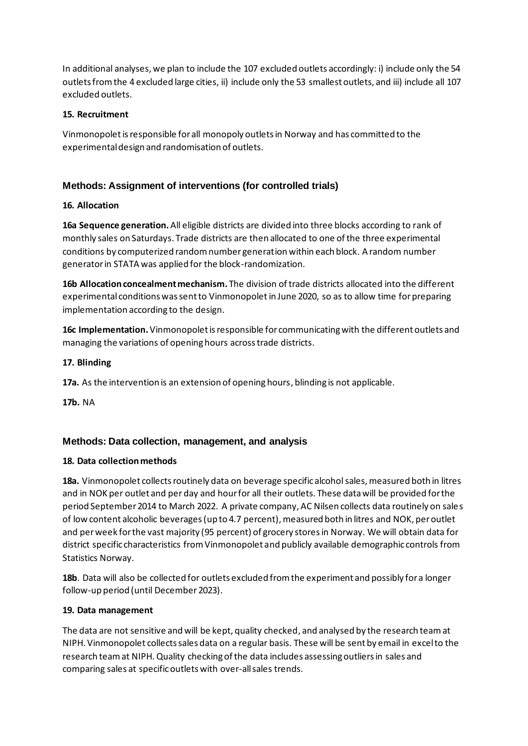In additional analyses, we plan to include the 107 excluded outlets accordingly: i) include only the 54 outlets from the 4 excluded large cities, ii) include only the 53 smallest outlets, and iii) include all 107 excluded outlets.

#### 15. Recruitment

Vinmonopolet is responsible for all monopoly outlets in Norway and has committed to the experimental design and randomisation of outlets.

### Methods: Assignment of interventions (for controlled trials)

#### 16. Allocation

**16a Sequence generation.** All eligible districts are divided into three blocks according to rank of monthly sales on Saturdays. Trade districts are then allocated to one of the three experimental conditions by computerized random number generation within each block. A random number generator in STATA was applied for the block-randomization.

**16b Allocation concealment mechanism.** The division of trade districts allocated into the different experimental conditions was sent to Vinmonopolet in June 2020, so as to allow time for preparing implementation according to the design.

**16c Implementation.** Vinmonopolet is responsible for communicating with the different outlets and managing the variations of opening hours across trade districts.

#### 17. Blinding

**17a.** As the intervention is an extension of opening hours, blinding is not applicable.

**17b.** NA

### Methods: Data collection, management, and analysis

#### 18. Data collection methods

**18a.** Vinmonopolet collects routinely data on beverage specific alcohol sales, measured both in litres and in NOK per outlet and per day and hour for all their outlets. These data will be provided for the period September 2014 to March 2022. A private company, AC Nilsen collects data routinely on sales of low content alcoholic beverages (up to 4.7 percent), measured both in litres and NOK, per outlet and per week for the vast majority (95 percent) of grocery stores in Norway. We will obtain data for district specific characteristics from Vinmonopolet and publicly available demographic controls from Statistics Norway.

**18b**. Data will also be collected for outlets excluded from the experiment and possibly for a longer follow-up period (until December 2023).

#### 19. Data management

The data are not sensitive and will be kept, quality checked, and analysed by the research team at NIPH. Vinmonopolet collects sales data on a regular basis. These will be sent by email in excel to the research team at NIPH. Quality checking of the data includes assessing outliers in sales and comparing sales at specific outlets with over-all sales trends.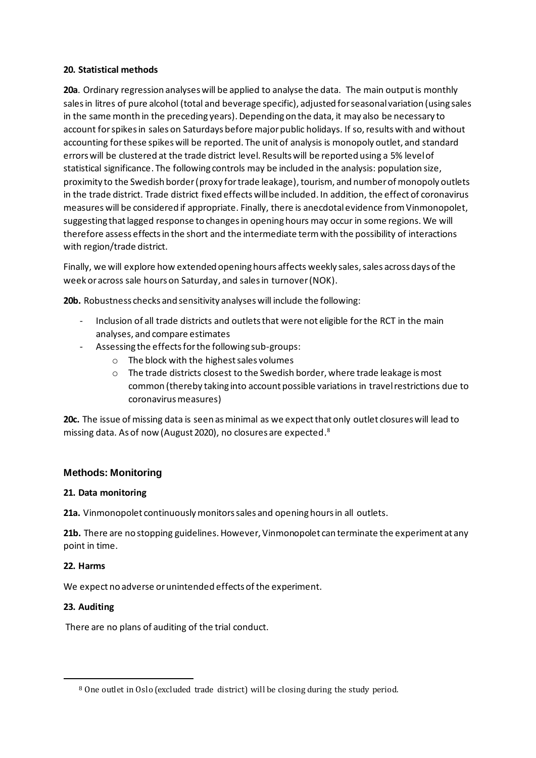**20. Statistical methods**

**20a**. Ordinary regression analyses will be applied to analyse the data. The main output is monthly sales in litres of pure alcohol (total and beverage specific), adjusted for seasonal variation (using sales in the same month in the preceding years). Depending on the data, it may also be necessary to account for spikes in sales on Saturdays before major public holidays. If so, results with and without accounting for these spikes will be reported. The unit of analysis is monopoly outlet, and standard errors will be clustered at the trade district level. Results will be reported using a 5% level of statistical significance. The following controls may be included in the analysis: population size, proximity to the Swedish border (proxy for trade leakage), tourism, and number of monopoly outlets in the trade district. Trade district fixed effects will be included. In addition, the effect of coronavirus measures will be considered if appropriate. Finally, there is anecdotal evidence from Vinmonopolet, suggesting that lagged response to changes in opening hours may occur in some regions. We will therefore assess effects in the short and the intermediate term with the possibility of interactions with region/trade district.

Finally, we will explore how extended opening hours affects weekly sales, sales across days of the week or across sale hours on Saturday, and sales in turnover (NOK).

**20b.** Robustness checks and sensitivity analyses will include the following:

- Inclusion of all trade districts and outlets that were not eligible for the RCT in the main analyses, and compare estimates
- Assessing the effects for the following sub-groups:
    - The block with the highest sales volumes
    - The trade districts closest to the Swedish border, where trade leakage is most common (thereby taking into account possible variations in travel restrictions due to coronavirus measures)

**20c.** The issue of missing data is seen as minimal as we expect that only outlet closures will lead to missing data. As of now (August 2020), no closures are expected.[8]

## Methods: Monitoring

**21. Data monitoring**

**21a.** Vinmonopolet continuously monitors sales and opening hours in all outlets.

**21b.** There are no stopping guidelines. However, Vinmonopolet can terminate the experiment at any point in time.

**22. Harms**

We expect no adverse or unintended effects of the experiment.

**23. Auditing**

There are no plans of auditing of the trial conduct.

[8] One outlet in Oslo (excluded trade district) will be closing during the study period.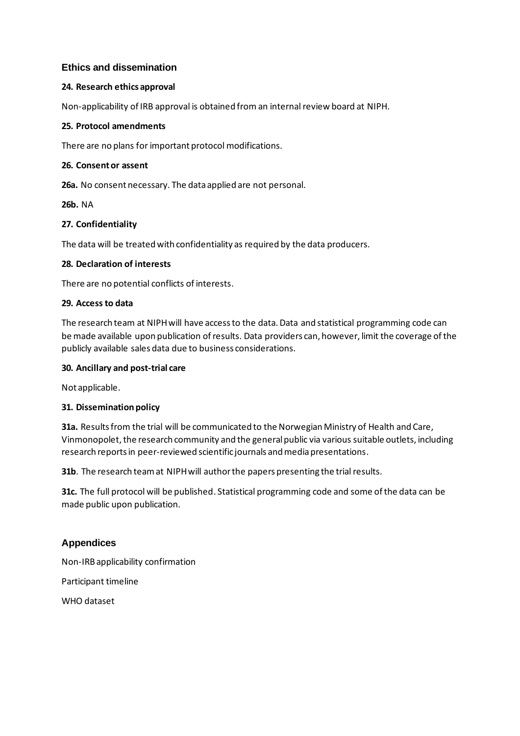## Ethics and dissemination

**24. Research ethics approval**

Non-applicability of IRB approval is obtained from an internal review board at NIPH.

**25. Protocol amendments**

There are no plans for important protocol modifications.

**26. Consent or assent**

**26a.** No consent necessary. The data applied are not personal.

**26b.** NA

**27. Confidentiality**

The data will be treated with confidentiality as required by the data producers.

**28. Declaration of interests**

There are no potential conflicts of interests.

**29. Access to data**

The research team at NIPH will have access to the data. Data and statistical programming code can be made available upon publication of results. Data providers can, however, limit the coverage of the publicly available sales data due to business considerations.

**30. Ancillary and post-trial care**

Not applicable.

**31. Dissemination policy**

**31a.** Results from the trial will be communicated to the Norwegian Ministry of Health and Care, Vinmonopolet, the research community and the general public via various suitable outlets, including research reports in peer-reviewed scientific journals and media presentations.

**31b**. The research team at NIPH will author the papers presenting the trial results.

**31c.** The full protocol will be published. Statistical programming code and some of the data can be made public upon publication.

## Appendices

Non-IRB applicability confirmation

Participant timeline

WHO dataset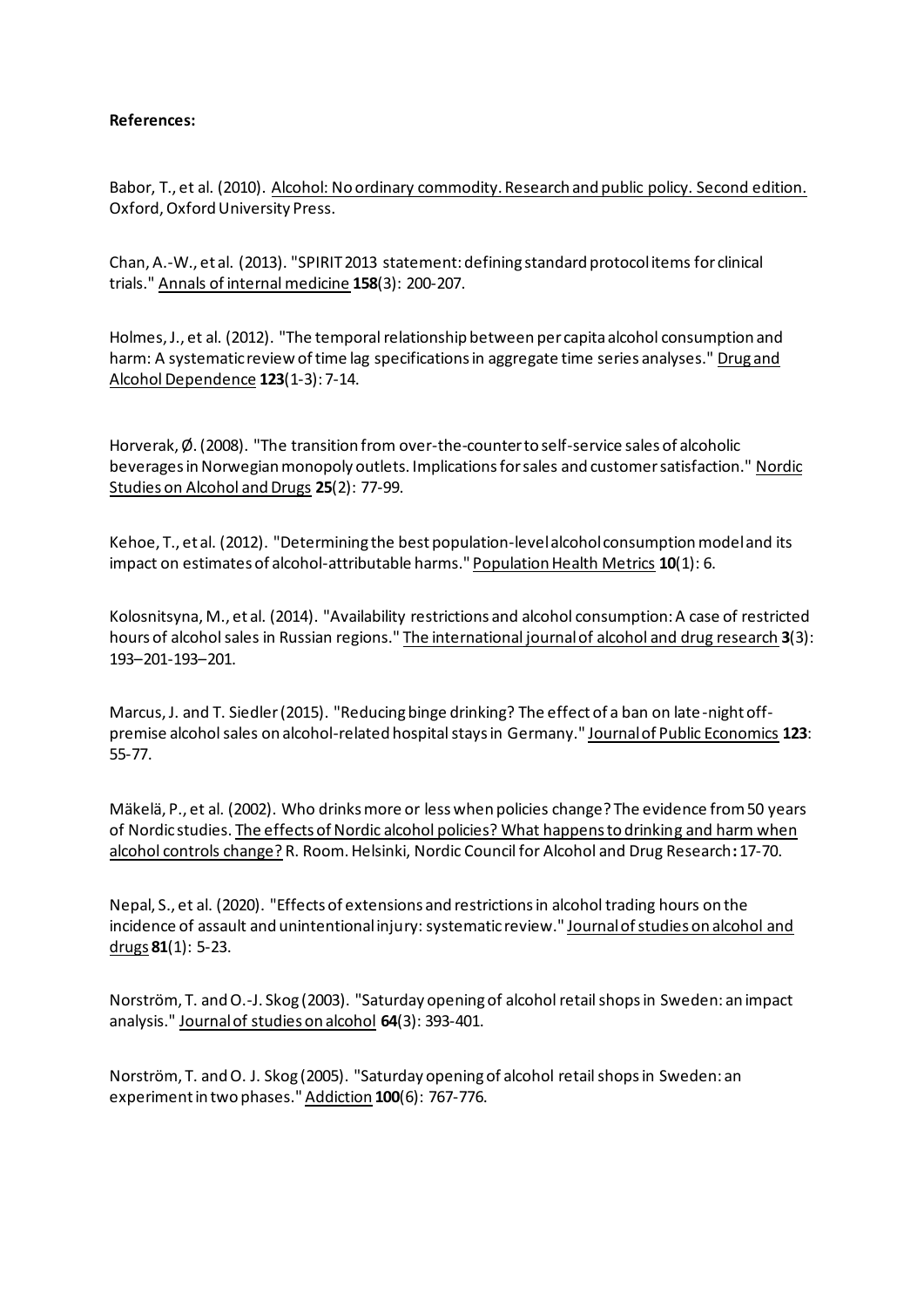**References:**

Babor, T., et al. (2010). Alcohol: No ordinary commodity. Research and public policy. Second edition. Oxford, Oxford University Press.

Chan, A.-W., et al. (2013). "SPIRIT 2013 statement: defining standard protocol items for clinical trials." Annals of internal medicine **158**(3): 200-207.

Holmes, J., et al. (2012). "The temporal relationship between per capita alcohol consumption and harm: A systematic review of time lag specifications in aggregate time series analyses." Drug and Alcohol Dependence **123**(1-3): 7-14.

Horverak, Ø. (2008). "The transition from over-the-counter to self-service sales of alcoholic beverages in Norwegian monopoly outlets. Implications for sales and customer satisfaction." Nordic Studies on Alcohol and Drugs **25**(2): 77-99.

Kehoe, T., et al. (2012). "Determining the best population-level alcohol consumption model and its impact on estimates of alcohol-attributable harms." Population Health Metrics **10**(1): 6.

Kolosnitsyna, M., et al. (2014). "Availability restrictions and alcohol consumption: A case of restricted hours of alcohol sales in Russian regions." The international journal of alcohol and drug research **3**(3): 193–201-193–201.

Marcus, J. and T. Siedler (2015). "Reducing binge drinking? The effect of a ban on late-night off-premise alcohol sales on alcohol-related hospital stays in Germany." Journal of Public Economics **123**: 55-77.

Mäkelä, P., et al. (2002). Who drinks more or less when policies change? The evidence from 50 years of Nordic studies. The effects of Nordic alcohol policies? What happens to drinking and harm when alcohol controls change? R. Room. Helsinki, Nordic Council for Alcohol and Drug Research**:** 17-70.

Nepal, S., et al. (2020). "Effects of extensions and restrictions in alcohol trading hours on the incidence of assault and unintentional injury: systematic review." Journal of studies on alcohol and drugs **81**(1): 5-23.

Norström, T. and O.-J. Skog (2003). "Saturday opening of alcohol retail shops in Sweden: an impact analysis." Journal of studies on alcohol **64**(3): 393-401.

Norström, T. and O. J. Skog (2005). "Saturday opening of alcohol retail shops in Sweden: an experiment in two phases." Addiction **100**(6): 767-776.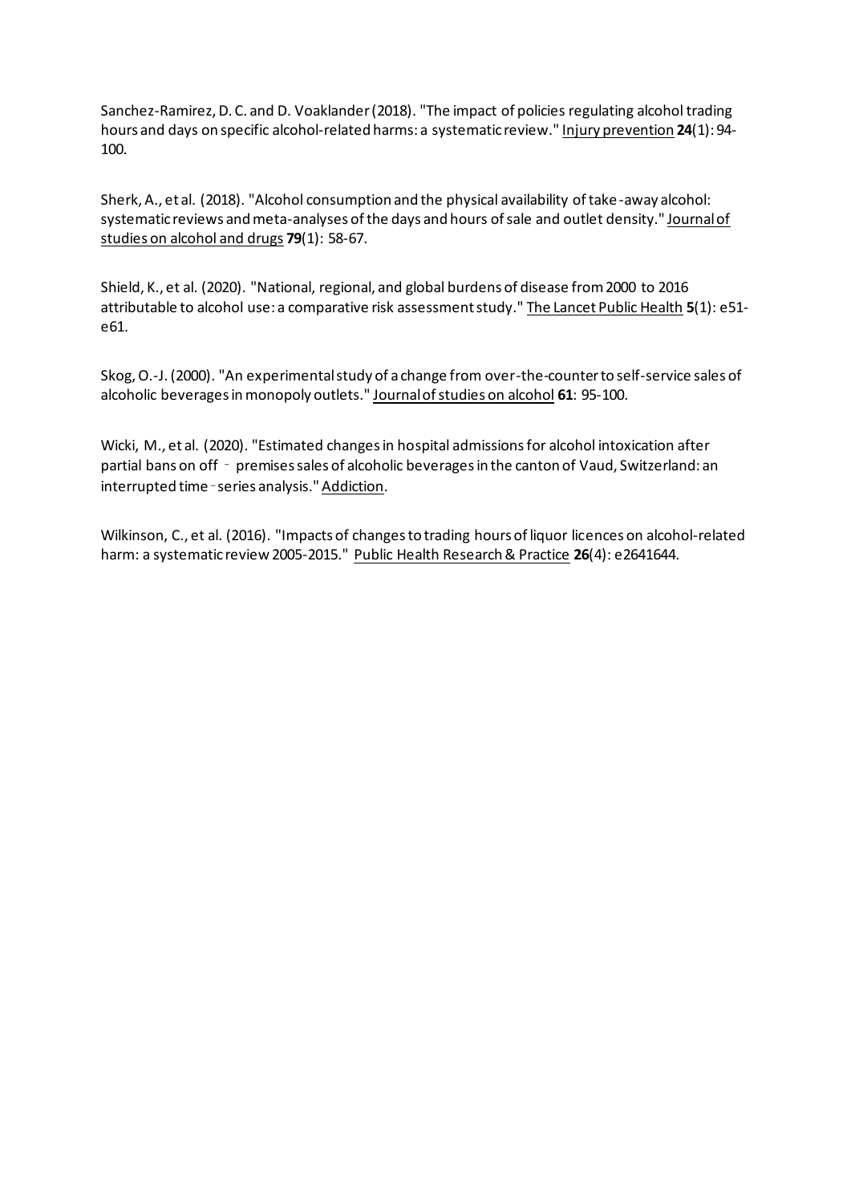Sanchez-Ramirez, D. C. and D. Voaklander (2018). "The impact of policies regulating alcohol trading hours and days on specific alcohol-related harms: a systematic review." Injury prevention **24**(1): 94-100.

Sherk, A., et al. (2018). "Alcohol consumption and the physical availability of take-away alcohol: systematic reviews and meta-analyses of the days and hours of sale and outlet density." Journal of studies on alcohol and drugs **79**(1): 58-67.

Shield, K., et al. (2020). "National, regional, and global burdens of disease from 2000 to 2016 attributable to alcohol use: a comparative risk assessment study." The Lancet Public Health **5**(1): e51-e61.

Skog, O.-J. (2000). "An experimental study of a change from over-the-counter to self-service sales of alcoholic beverages in monopoly outlets." Journal of studies on alcohol **61**: 95-100.

Wicki, M., et al. (2020). "Estimated changes in hospital admissions for alcohol intoxication after partial bans on off‐premises sales of alcoholic beverages in the canton of Vaud, Switzerland: an interrupted time‐series analysis." Addiction.

Wilkinson, C., et al. (2016). "Impacts of changes to trading hours of liquor licences on alcohol-related harm: a systematic review 2005-2015." Public Health Research & Practice **26**(4): e2641644.